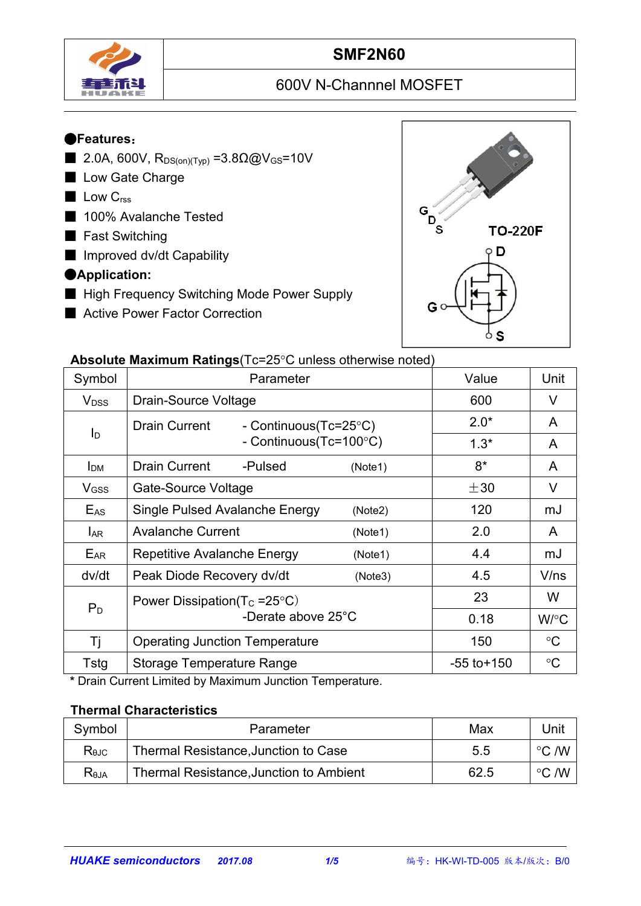# SMF2N60

## 600V N-Channel MOSFET

**Features：**

- 2.0A, 600V, $R_{DS(on)(Typ)}$ =3.8Ω@$V_{GS}$=10V
- Low Gate Charge
- Low $C_{rss}$
- 100% Avalanche Tested
- Fast Switching
- Improved dv/dt Capability

**Application:**

- High Frequency Switching Mode Power Supply
- Active Power Factor Correction

TO-220F

G D S

**Absolute Maximum Ratings**(Tc=25°C unless otherwise noted)

| Symbol | Parameter | Value | Unit |
|---|---|---|---|
| $V_{DSS}$ | Drain-Source Voltage | 600 | V |
| $I_D$ | Drain Current - Continuous(Tc=25°C) | 2.0* | A |
| | - Continuous(Tc=100°C) | 1.3* | A |
| $I_{DM}$ | Drain Current -Pulsed (Note1) | 8* | A |
| $V_{GSS}$ | Gate-Source Voltage | ±30 | V |
| $E_{AS}$ | Single Pulsed Avalanche Energy (Note2) | 120 | mJ |
| $I_{AR}$ | Avalanche Current (Note1) | 2.0 | A |
| $E_{AR}$ | Repetitive Avalanche Energy (Note1) | 4.4 | mJ |
| dv/dt | Peak Diode Recovery dv/dt (Note3) | 4.5 | V/ns |
| $P_D$ | Power Dissipation($T_C$ =25°C) | 23 | W |
| | -Derate above 25°C | 0.18 | W/°C |
| Tj | Operating Junction Temperature | 150 | °C |
| Tstg | Storage Temperature Range | -55 to+150 | °C |

\* Drain Current Limited by Maximum Junction Temperature.

**Thermal Characteristics**

| Symbol | Parameter | Max | Unit |
|---|---|---|---|
| $R_{\theta JC}$ | Thermal Resistance,Junction to Case | 5.5 | °C /W |
| $R_{\theta JA}$ | Thermal Resistance,Junction to Ambient | 62.5 | °C /W |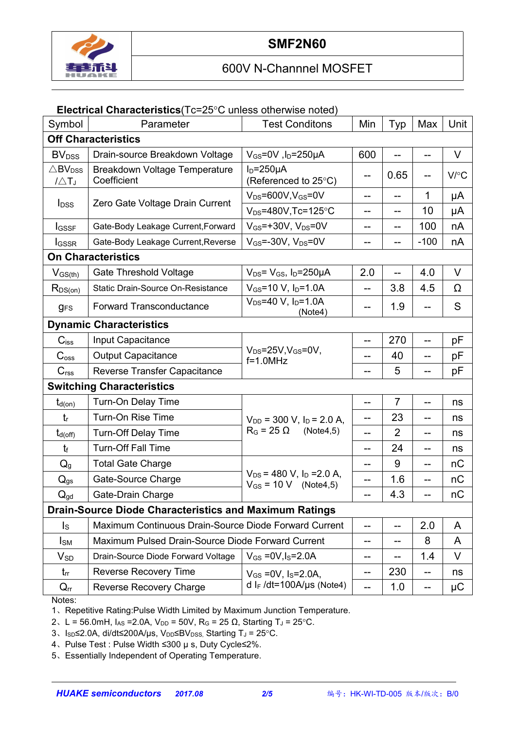**SMF2N60**

600V N-Channnel MOSFET

**Electrical Characteristics**(Tc=25°C unless otherwise noted)

| Symbol | Parameter | Test Conditons | Min | Typ | Max | Unit |
|---|---|---|---|---|---|---|
| **Off Characteristics** | | | | | | |
| $BV_{DSS}$ | Drain-source Breakdown Voltage | $V_{GS}$=0V ,$I_D$=250μA | 600 | -- | -- | V |
| $\triangle BV_{DSS}/\triangle T_J$ | Breakdown Voltage Temperature Coefficient | $I_D$=250μA (Referenced to 25°C) | -- | 0.65 | -- | V/°C |
| $I_{DSS}$ | Zero Gate Voltage Drain Current | $V_{DS}$=600V,$V_{GS}$=0V | -- | -- | 1 | μA |
| | | $V_{DS}$=480V,Tc=125°C | -- | -- | 10 | μA |
| $I_{GSSF}$ | Gate-Body Leakage Current,Forward | $V_{GS}$=+30V, $V_{DS}$=0V | -- | -- | 100 | nA |
| $I_{GSSR}$ | Gate-Body Leakage Current,Reverse | $V_{GS}$=-30V, $V_{DS}$=0V | -- | -- | -100 | nA |
| **On Characteristics** | | | | | | |
| $V_{GS(th)}$ | Gate Threshold Voltage | $V_{DS}$= $V_{GS}$, $I_D$=250μA | 2.0 | -- | 4.0 | V |
| $R_{DS(on)}$ | Static Drain-Source On-Resistance | $V_{GS}$=10 V, $I_D$=1.0A | -- | 3.8 | 4.5 | Ω |
| $g_{FS}$ | Forward Transconductance | $V_{DS}$=40 V, $I_D$=1.0A (Note4) | -- | 1.9 | -- | S |
| **Dynamic Characteristics** | | | | | | |
| $C_{iss}$ | Input Capacitance | $V_{DS}$=25V,$V_{GS}$=0V, f=1.0MHz | -- | 270 | -- | pF |
| $C_{oss}$ | Output Capacitance | | -- | 40 | -- | pF |
| $C_{rss}$ | Reverse Transfer Capacitance | | -- | 5 | -- | pF |
| **Switching Characteristics** | | | | | | |
| $t_{d(on)}$ | Turn-On Delay Time | $V_{DD}$ = 300 V, $I_D$ = 2.0 A, $R_G$ = 25 Ω (Note4,5) | -- | 7 | -- | ns |
| $t_r$ | Turn-On Rise Time | | -- | 23 | -- | ns |
| $t_{d(off)}$ | Turn-Off Delay Time | | -- | 2 | -- | ns |
| $t_f$ | Turn-Off Fall Time | | -- | 24 | -- | ns |
| $Q_g$ | Total Gate Charge | $V_{DS}$ = 480 V, $I_D$ =2.0 A, $V_{GS}$ = 10 V (Note4,5) | -- | 9 | -- | nC |
| $Q_{gs}$ | Gate-Source Charge | | -- | 1.6 | -- | nC |
| $Q_{gd}$ | Gate-Drain Charge | | -- | 4.3 | -- | nC |
| **Drain-Source Diode Characteristics and Maximum Ratings** | | | | | | |
| $I_S$ | Maximum Continuous Drain-Source Diode Forward Current | | -- | -- | 2.0 | A |
| $I_{SM}$ | Maximum Pulsed Drain-Source Diode Forward Current | | -- | -- | 8 | A |
| $V_{SD}$ | Drain-Source Diode Forward Voltage | $V_{GS}$ =0V,$I_S$=2.0A | -- | -- | 1.4 | V |
| $t_{rr}$ | Reverse Recovery Time | $V_{GS}$ =0V, $I_S$=2.0A, d $I_F$ /dt=100A/μs (Note4) | -- | 230 | -- | ns |
| $Q_{rr}$ | Reverse Recovery Charge | | -- | 1.0 | -- | μC |

Notes:

1、Repetitive Rating:Pulse Width Limited by Maximum Junction Temperature.

2、L = 56.0mH, $I_{AS}$ =2.0A, $V_{DD}$ = 50V, $R_G$ = 25 Ω, Starting $T_J$ = 25°C.

3、$I_{SD}$≤2.0A, di/dt≤200A/μs, $V_{DD}$≤$BV_{DSS}$, Starting $T_J$ = 25°C.

4、Pulse Test : Pulse Width ≤300 μ s, Duty Cycle≤2%.

5、Essentially Independent of Operating Temperature.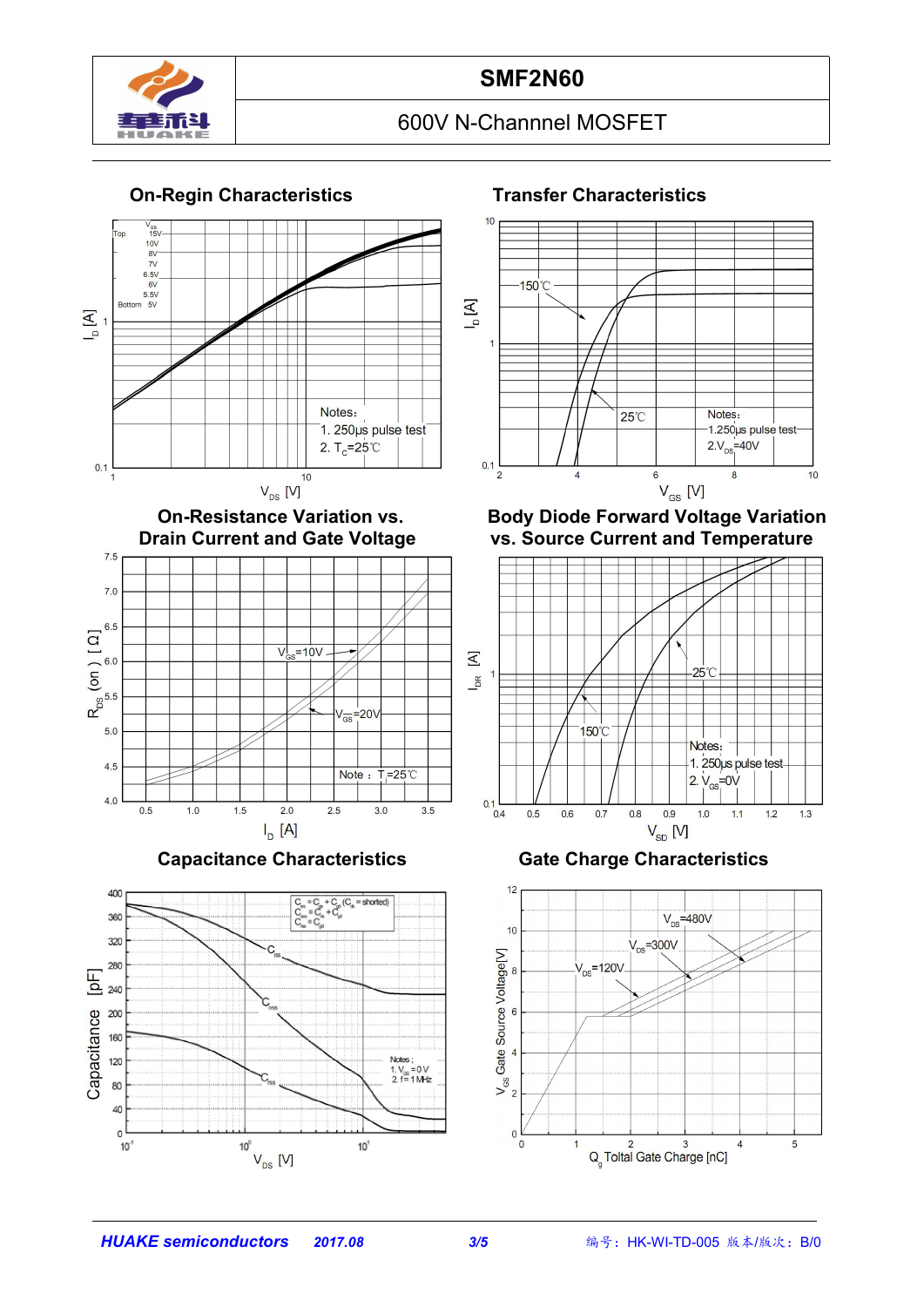# SMF2N60

600V N-Channnel MOSFET

## On-Regin Characteristics

$V_{GS}$
Top 15V
10V
8V
7V
6.5V
6V
5.5V
Bottom 5V

Notes:
1. 250μs pulse test
2. $T_C$=25℃

$I_D$ [A] vs. $V_{DS}$ [V]

## Transfer Characteristics

150℃
25℃

Notes:
1.250μs pulse test
2.$V_{DS}$=40V

$I_D$ [A] vs. $V_{GS}$ [V]

## On-Resistance Variation vs. Drain Current and Gate Voltage

$V_{GS}$=10V
$V_{GS}$=20V

Note : $T_J$=25℃

$R_{DS}$ (on) [ Ω] vs. $I_D$ [A]

## Body Diode Forward Voltage Variation vs. Source Current and Temperature

25℃
150℃

Notes:
1. 250μs pulse test
2. $V_{GS}$=0V

$I_{DR}$ [A] vs. $V_{SD}$ [V]

## Capacitance Characteristics

$C_{iss}$ = $C_{gs}$ + $C_{gd}$ ($C_{ds}$ = shorted)
$C_{oss}$ = $C_{ds}$ + $C_{gd}$
$C_{rss}$ = $C_{gd}$

$C_{iss}$
$C_{oss}$
$C_{rss}$

Notes:
1. $V_{GS}$ = 0 V
2. f = 1 MHz

Capacitance [pF] vs. $V_{DS}$ [V]

## Gate Charge Characteristics

$V_{DS}$=480V
$V_{DS}$=300V
$V_{DS}$=120V

$V_{GS}$ Gate Source Voltage[V] vs. $Q_g$ Toltal Gate Charge [nC]

*HUAKE semiconductors* 2017.08 编号：HK-WI-TD-005 版本/版次：B/0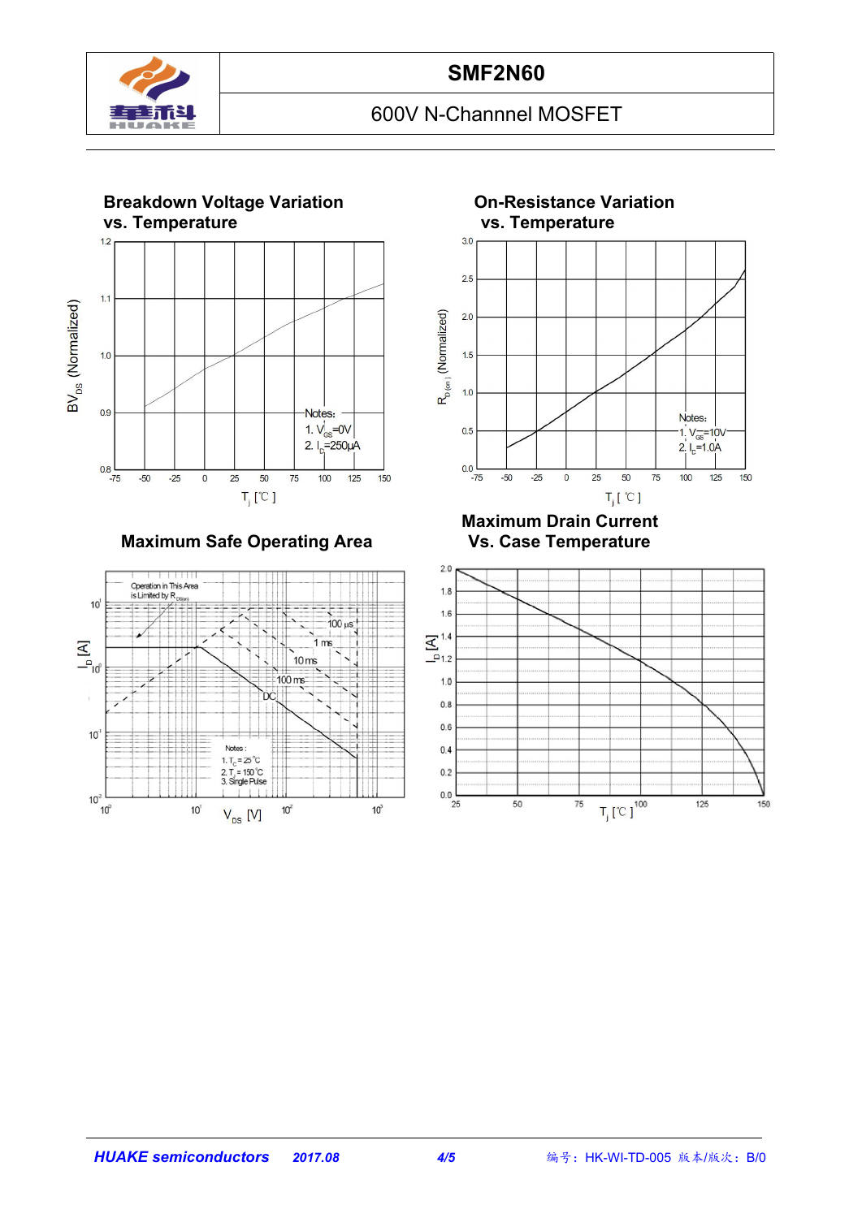# SMF2N60

600V N-Channel MOSFET

**Breakdown Voltage Variation vs. Temperature**

$BV_{DS}$ (Normalized)

Notes:
1. $V_{GS}$=0V
2. $I_D$=250μA

$T_j$ [℃]

**On-Resistance Variation vs. Temperature**

$R_{D(on)}$ (Normalized)

Notes:
1. $V_{GS}$=10V
2. $I_D$=1.0A

$T_j$ [℃]

**Maximum Safe Operating Area**

Operation in This Area is Limited by $R_{DS(on)}$

100 μs, 1 ms, 10 ms, 100 ms, DC

Notes:
1. $T_C$ = 25℃
2. $T_j$ = 150℃
3. Single Pulse

$I_D$ [A]

$V_{DS}$ [V]

**Maximum Drain Current Vs. Case Temperature**

$I_D$ [A]

$T_j$ [℃]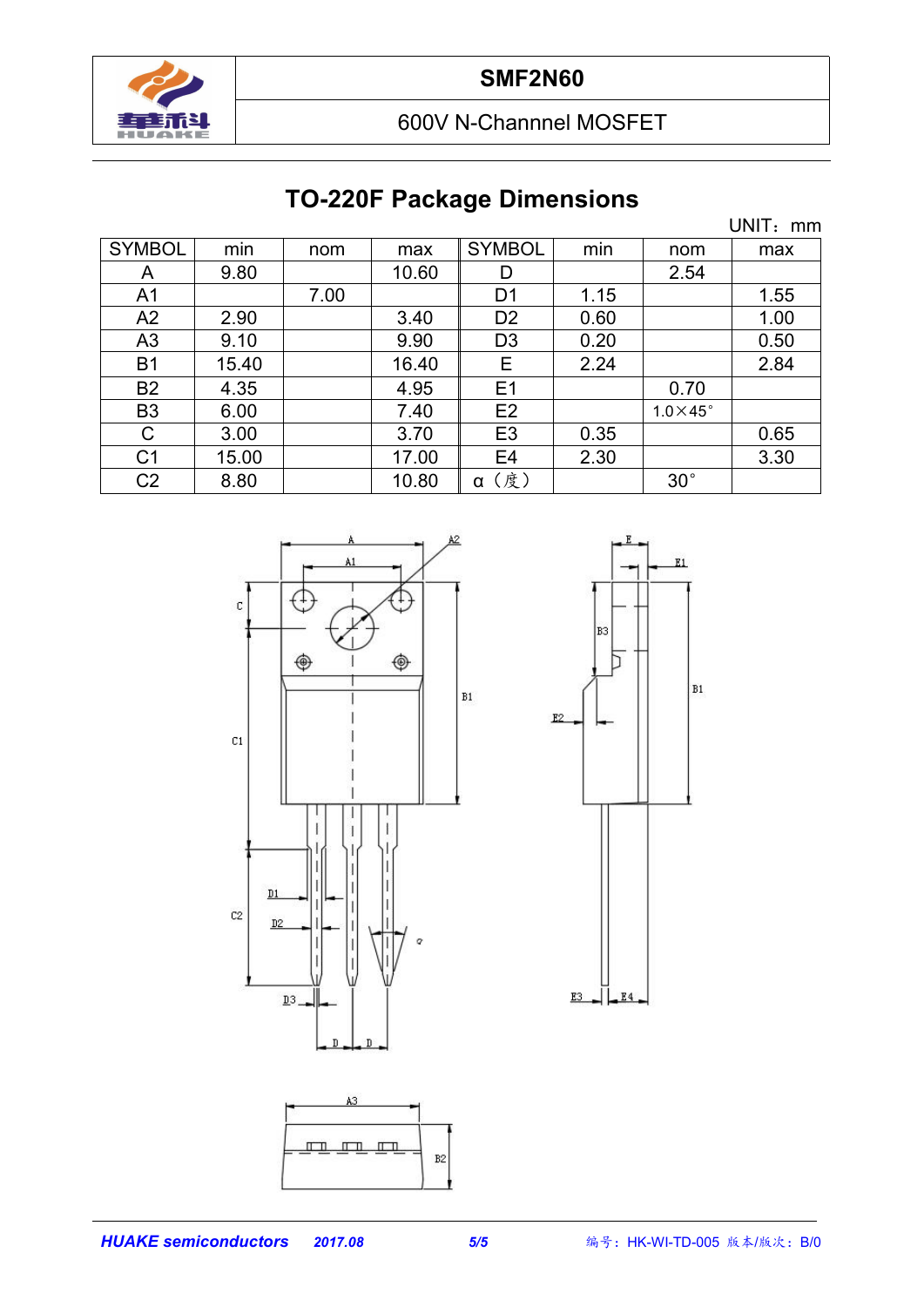# TO-220F Package Dimensions

UNIT：mm

| SYMBOL | min | nom | max | SYMBOL | min | nom | max |
|---|---|---|---|---|---|---|---|
| A | 9.80 | | 10.60 | D | | 2.54 | |
| A1 | | 7.00 | | D1 | 1.15 | | 1.55 |
| A2 | 2.90 | | 3.40 | D2 | 0.60 | | 1.00 |
| A3 | 9.10 | | 9.90 | D3 | 0.20 | | 0.50 |
| B1 | 15.40 | | 16.40 | E | 2.24 | | 2.84 |
| B2 | 4.35 | | 4.95 | E1 | | 0.70 | |
| B3 | 6.00 | | 7.40 | E2 | | 1.0×45° | |
| C | 3.00 | | 3.70 | E3 | 0.35 | | 0.65 |
| C1 | 15.00 | | 17.00 | E4 | 2.30 | | 3.30 |
| C2 | 8.80 | | 10.80 | α（度） | | 30° | |

A
A2
A1
C
C1
C2
B1
D1
D2
D3
D
D
α
E
E1
B3
E2
B1
E3
E4
A3
B2